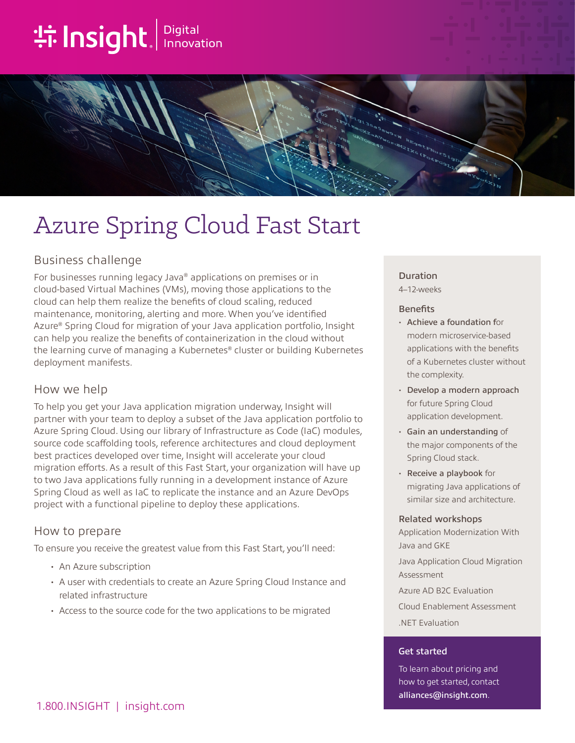# Azure Spring Cloud Fast Start

## Business challenge

For businesses running legacy Java® applications on premises or in cloud-based Virtual Machines (VMs), moving those applications to the cloud can help them realize the benefits of cloud scaling, reduced maintenance, monitoring, alerting and more. When you've identified Azure® Spring Cloud for migration of your Java application portfolio, Insight can help you realize the benefits of containerization in the cloud without the learning curve of managing a Kubernetes® cluster or building Kubernetes deployment manifests.

## How we help

To help you get your Java application migration underway, Insight will partner with your team to deploy a subset of the Java application portfolio to Azure Spring Cloud. Using our library of Infrastructure as Code (IaC) modules, source code scaffolding tools, reference architectures and cloud deployment best practices developed over time, Insight will accelerate your cloud migration efforts. As a result of this Fast Start, your organization will have up to two Java applications fully running in a development instance of Azure Spring Cloud as well as IaC to replicate the instance and an Azure DevOps project with a functional pipeline to deploy these applications.

## How to prepare

To ensure you receive the greatest value from this Fast Start, you'll need:

- An Azure subscription
- A user with credentials to create an Azure Spring Cloud Instance and related infrastructure
- Access to the source code for the two applications to be migrated

### Duration

4–12-weeks

### Benefits

- **Achieve a foundation f**or modern microservice-based applications with the benefits of a Kubernetes cluster without the complexity.
- **Develop a modern approach** for future Spring Cloud application development.
- **Gain an understanding** of the major components of the Spring Cloud stack.
- **Receive a playbook** for migrating Java applications of similar size and architecture.

### Related workshops

Application Modernization With Java and GKE

Java Application Cloud Migration Assessment

Azure AD B2C Evaluation

Cloud Enablement Assessment

.NET Evaluation

### Get started

To learn about pricing and how to get started, contact **alliances@insight.com**.

1.800.INSIGHT | insight.com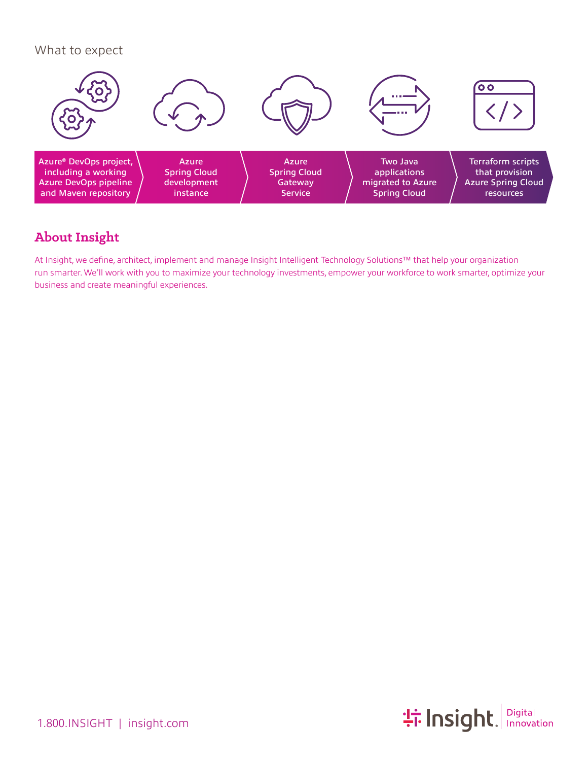What to expect

- Azure® DevOps project, including a working Azure DevOps pipeline and Maven repository
- Azure Spring Cloud development instance
- Azure Spring Cloud Gateway Service
- Two Java applications migrated to Azure Spring Cloud
- Terraform scripts that provision Azure Spring Cloud resources

## About Insight

At Insight, we define, architect, implement and manage Insight Intelligent Technology Solutions™ that help your organization run smarter. We'll work with you to maximize your technology investments, empower your workforce to work smarter, optimize your business and create meaningful experiences.

1.800.INSIGHT | insight.com

Insight | Digital Innovation